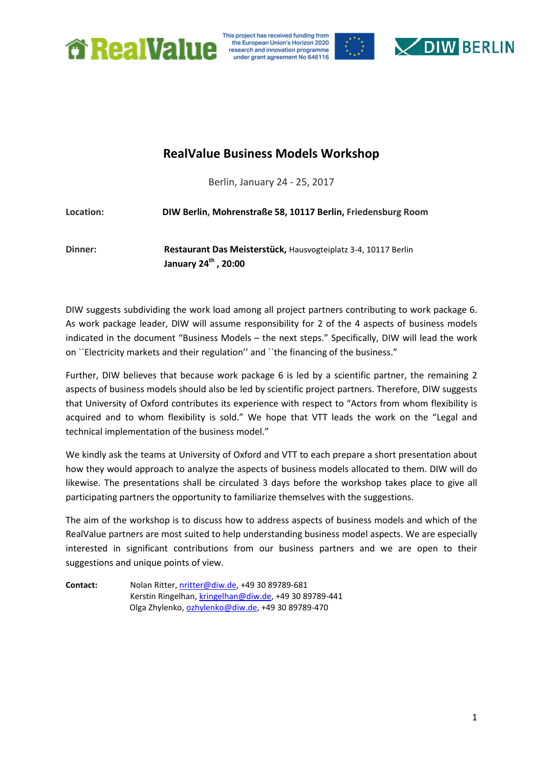# RealValue Business Models Workshop

Berlin, January 24 - 25, 2017

**Location:** **DIW Berlin, Mohrenstraße 58, 10117 Berlin, Friedensburg Room**

**Dinner:** **Restaurant Das Meisterstück,** Hausvogteiplatz 3-4, 10117 Berlin
**January 24th , 20:00**

DIW suggests subdividing the work load among all project partners contributing to work package 6. As work package leader, DIW will assume responsibility for 2 of the 4 aspects of business models indicated in the document "Business Models – the next steps." Specifically, DIW will lead the work on ``Electricity markets and their regulation'' and ``the financing of the business."

Further, DIW believes that because work package 6 is led by a scientific partner, the remaining 2 aspects of business models should also be led by scientific project partners. Therefore, DIW suggests that University of Oxford contributes its experience with respect to "Actors from whom flexibility is acquired and to whom flexibility is sold." We hope that VTT leads the work on the "Legal and technical implementation of the business model."

We kindly ask the teams at University of Oxford and VTT to each prepare a short presentation about how they would approach to analyze the aspects of business models allocated to them. DIW will do likewise. The presentations shall be circulated 3 days before the workshop takes place to give all participating partners the opportunity to familiarize themselves with the suggestions.

The aim of the workshop is to discuss how to address aspects of business models and which of the RealValue partners are most suited to help understanding business model aspects. We are especially interested in significant contributions from our business partners and we are open to their suggestions and unique points of view.

**Contact:** Nolan Ritter, nritter@diw.de, +49 30 89789-681
Kerstin Ringelhan, kringelhan@diw.de, +49 30 89789-441
Olga Zhylenko, ozhylenko@diw.de, +49 30 89789-470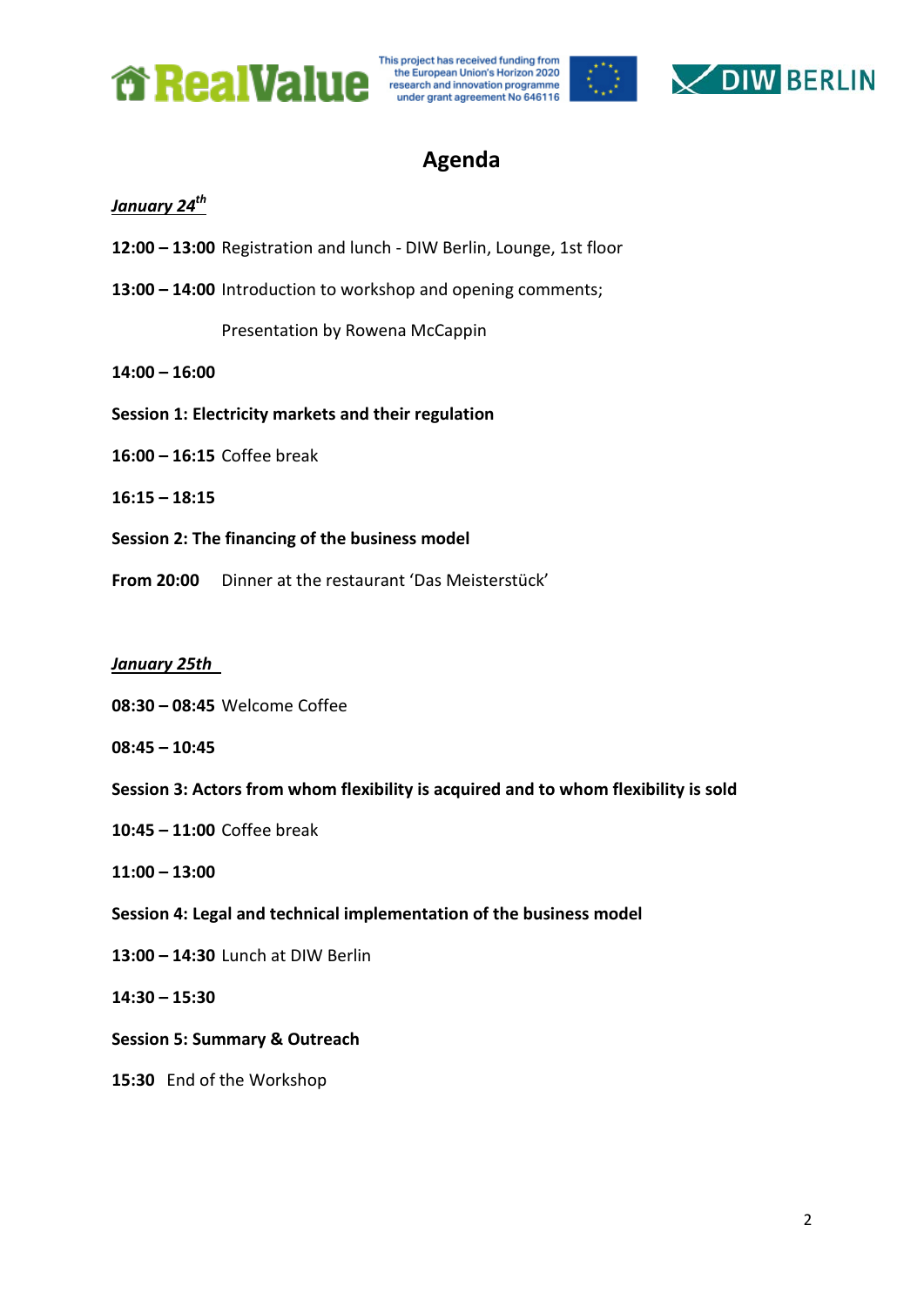# Agenda

***January 24th***

**12:00 – 13:00** Registration and lunch - DIW Berlin, Lounge, 1st floor

**13:00 – 14:00** Introduction to workshop and opening comments;

Presentation by Rowena McCappin

**14:00 – 16:00**

**Session 1: Electricity markets and their regulation**

**16:00 – 16:15** Coffee break

**16:15 – 18:15**

**Session 2: The financing of the business model**

**From 20:00** Dinner at the restaurant 'Das Meisterstück'

***January 25th***

**08:30 – 08:45** Welcome Coffee

**08:45 – 10:45**

**Session 3: Actors from whom flexibility is acquired and to whom flexibility is sold**

**10:45 – 11:00** Coffee break

**11:00 – 13:00**

**Session 4: Legal and technical implementation of the business model**

**13:00 – 14:30** Lunch at DIW Berlin

**14:30 – 15:30**

**Session 5: Summary & Outreach**

**15:30** End of the Workshop